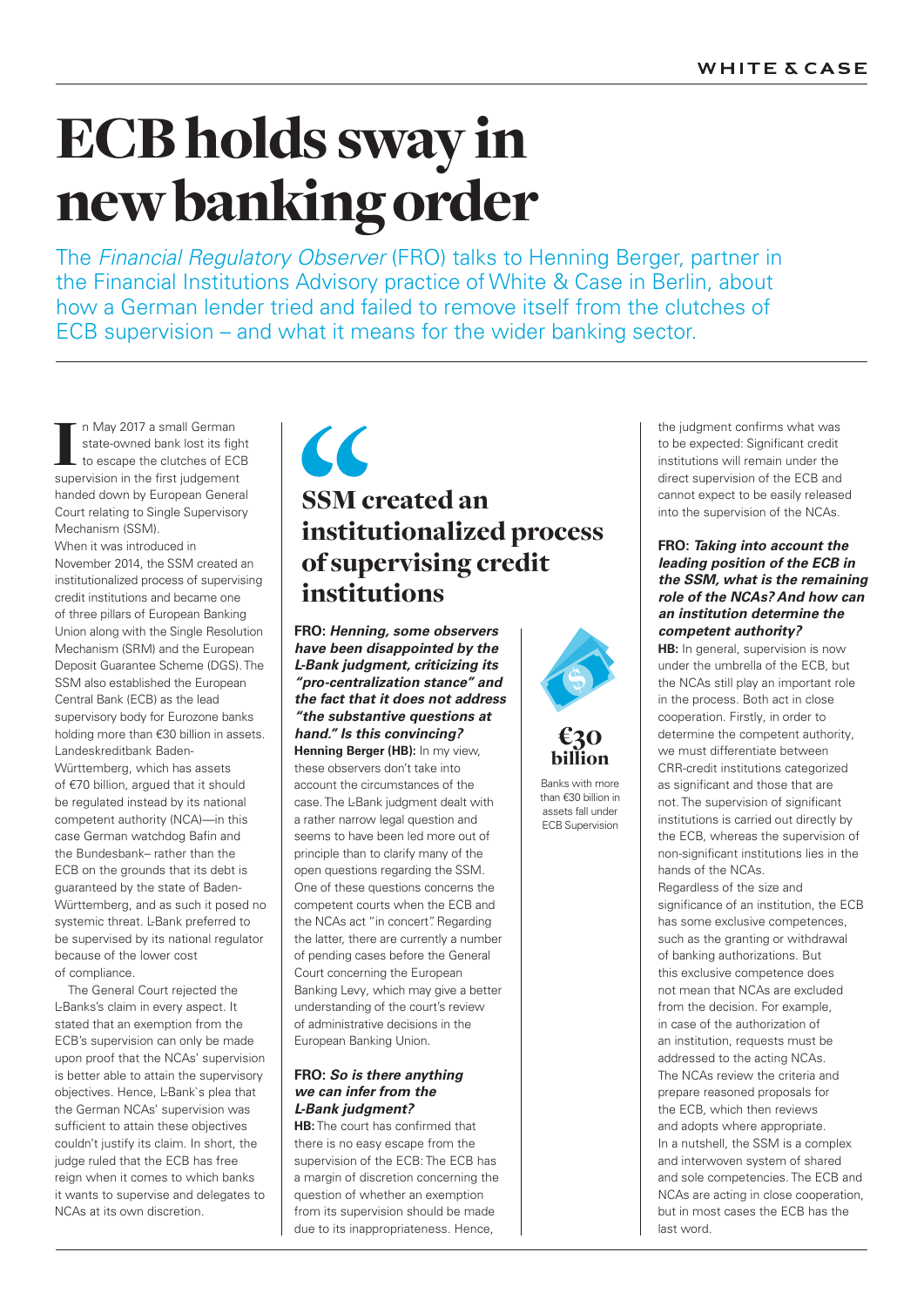# ECB holds sway in new banking order

The *Financial Regulatory Observer* (FRO) talks to Henning Berger, partner in the Financial Institutions Advisory practice of White & Case in Berlin, about how a German lender tried and failed to remove itself from the clutches of ECB supervision – and what it means for the wider banking sector.

In May 2017 a small German state-owned bank lost its fight to escape the clutches of ECB supervision in the first judgement handed down by European General Court relating to Single Supervisory Mechanism (SSM).

When it was introduced in November 2014, the SSM created an institutionalized process of supervising credit institutions and became one of three pillars of European Banking Union along with the Single Resolution Mechanism (SRM) and the European Deposit Guarantee Scheme (DGS). The SSM also established the European Central Bank (ECB) as the lead supervisory body for Eurozone banks holding more than €30 billion in assets. Landeskreditbank Baden-Württemberg, which has assets of €70 billion, argued that it should be regulated instead by its national competent authority (NCA)—in this case German watchdog Bafin and the Bundesbank– rather than the ECB on the grounds that its debt is guaranteed by the state of Baden-Württemberg, and as such it posed no systemic threat. L-Bank preferred to be supervised by its national regulator because of the lower cost of compliance.

The General Court rejected the L-Banks's claim in every aspect. It stated that an exemption from the ECB's supervision can only be made upon proof that the NCAs' supervision is better able to attain the supervisory objectives. Hence, L-Bank`s plea that the German NCAs' supervision was sufficient to attain these objectives couldn't justify its claim. In short, the judge ruled that the ECB has free reign when it comes to which banks it wants to supervise and delegates to NCAs at its own discretion.

> **"SSM created an institutionalized process of supervising credit institutions**

**FRO: *Henning, some observers have been disappointed by the L-Bank judgment, criticizing its "pro-centralization stance" and the fact that it does not address "the substantive questions at hand." Is this convincing?***

**Henning Berger (HB):** In my view, these observers don't take into account the circumstances of the case. The L-Bank judgment dealt with a rather narrow legal question and seems to have been led more out of principle than to clarify many of the open questions regarding the SSM. One of these questions concerns the competent courts when the ECB and the NCAs act "in concert". Regarding the latter, there are currently a number of pending cases before the General Court concerning the European Banking Levy, which may give a better understanding of the court's review of administrative decisions in the European Banking Union.

**FRO: *So is there anything we can infer from the L-Bank judgment?***

**HB:** The court has confirmed that there is no easy escape from the supervision of the ECB: The ECB has a margin of discretion concerning the question of whether an exemption from its supervision should be made due to its inappropriateness. Hence, the judgment confirms what was to be expected: Significant credit institutions will remain under the direct supervision of the ECB and cannot expect to be easily released into the supervision of the NCAs.

**€30 billion**

Banks with more than €30 billion in assets fall under ECB Supervision

**FRO: *Taking into account the leading position of the ECB in the SSM, what is the remaining role of the NCAs? And how can an institution determine the competent authority?***

**HB:** In general, supervision is now under the umbrella of the ECB, but the NCAs still play an important role in the process. Both act in close cooperation. Firstly, in order to determine the competent authority, we must differentiate between CRR-credit institutions categorized as significant and those that are not. The supervision of significant institutions is carried out directly by the ECB, whereas the supervision of non-significant institutions lies in the hands of the NCAs.

Regardless of the size and significance of an institution, the ECB has some exclusive competences, such as the granting or withdrawal of banking authorizations. But this exclusive competence does not mean that NCAs are excluded from the decision. For example, in case of the authorization of an institution, requests must be addressed to the acting NCAs. The NCAs review the criteria and prepare reasoned proposals for the ECB, which then reviews and adopts where appropriate.

In a nutshell, the SSM is a complex and interwoven system of shared and sole competencies. The ECB and NCAs are acting in close cooperation, but in most cases the ECB has the last word.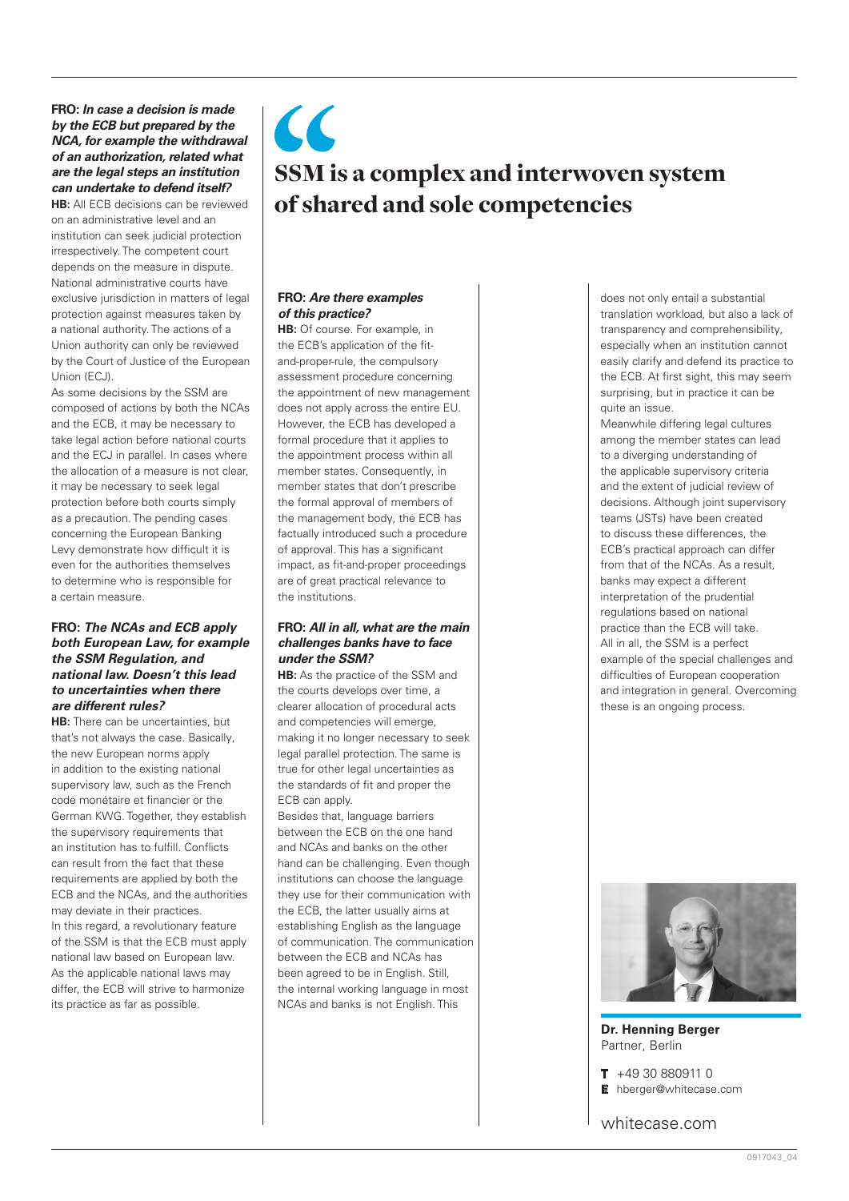**FRO:** ***In case a decision is made by the ECB but prepared by the NCA, for example the withdrawal of an authorization, related what are the legal steps an institution can undertake to defend itself?***

**HB:** All ECB decisions can be reviewed on an administrative level and an institution can seek judicial protection irrespectively. The competent court depends on the measure in dispute. National administrative courts have exclusive jurisdiction in matters of legal protection against measures taken by a national authority. The actions of a Union authority can only be reviewed by the Court of Justice of the European Union (ECJ).

As some decisions by the SSM are composed of actions by both the NCAs and the ECB, it may be necessary to take legal action before national courts and the ECJ in parallel. In cases where the allocation of a measure is not clear, it may be necessary to seek legal protection before both courts simply as a precaution. The pending cases concerning the European Banking Levy demonstrate how difficult it is even for the authorities themselves to determine who is responsible for a certain measure.

**FRO:** ***The NCAs and ECB apply both European Law, for example the SSM Regulation, and national law. Doesn't this lead to uncertainties when there are different rules?***

**HB:** There can be uncertainties, but that's not always the case. Basically, the new European norms apply in addition to the existing national supervisory law, such as the French code monétaire et financier or the German KWG. Together, they establish the supervisory requirements that an institution has to fulfill. Conflicts can result from the fact that these requirements are applied by both the ECB and the NCAs, and the authorities may deviate in their practices.

In this regard, a revolutionary feature of the SSM is that the ECB must apply national law based on European law. As the applicable national laws may differ, the ECB will strive to harmonize its practice as far as possible.

## "SSM is a complex and interwoven system of shared and sole competencies

**FRO:** ***Are there examples of this practice?***

**HB:** Of course. For example, in the ECB's application of the fit-and-proper-rule, the compulsory assessment procedure concerning the appointment of new management does not apply across the entire EU. However, the ECB has developed a formal procedure that it applies to the appointment process within all member states. Consequently, in member states that don't prescribe the formal approval of members of the management body, the ECB has factually introduced such a procedure of approval. This has a significant impact, as fit-and-proper proceedings are of great practical relevance to the institutions.

**FRO:** ***All in all, what are the main challenges banks have to face under the SSM?***

**HB:** As the practice of the SSM and the courts develops over time, a clearer allocation of procedural acts and competencies will emerge, making it no longer necessary to seek legal parallel protection. The same is true for other legal uncertainties as the standards of fit and proper the ECB can apply.

Besides that, language barriers between the ECB on the one hand and NCAs and banks on the other hand can be challenging. Even though institutions can choose the language they use for their communication with the ECB, the latter usually aims at establishing English as the language of communication. The communication between the ECB and NCAs has been agreed to be in English. Still, the internal working language in most NCAs and banks is not English. This does not only entail a substantial translation workload, but also a lack of transparency and comprehensibility, especially when an institution cannot easily clarify and defend its practice to the ECB. At first sight, this may seem surprising, but in practice it can be quite an issue.

Meanwhile differing legal cultures among the member states can lead to a diverging understanding of the applicable supervisory criteria and the extent of judicial review of decisions. Although joint supervisory teams (JSTs) have been created to discuss these differences, the ECB's practical approach can differ from that of the NCAs. As a result, banks may expect a different interpretation of the prudential regulations based on national practice than the ECB will take.

All in all, the SSM is a perfect example of the special challenges and difficulties of European cooperation and integration in general. Overcoming these is an ongoing process.

**Dr. Henning Berger**
Partner, Berlin

T +49 30 880911 0
E hberger@whitecase.com

whitecase.com

0917043_04